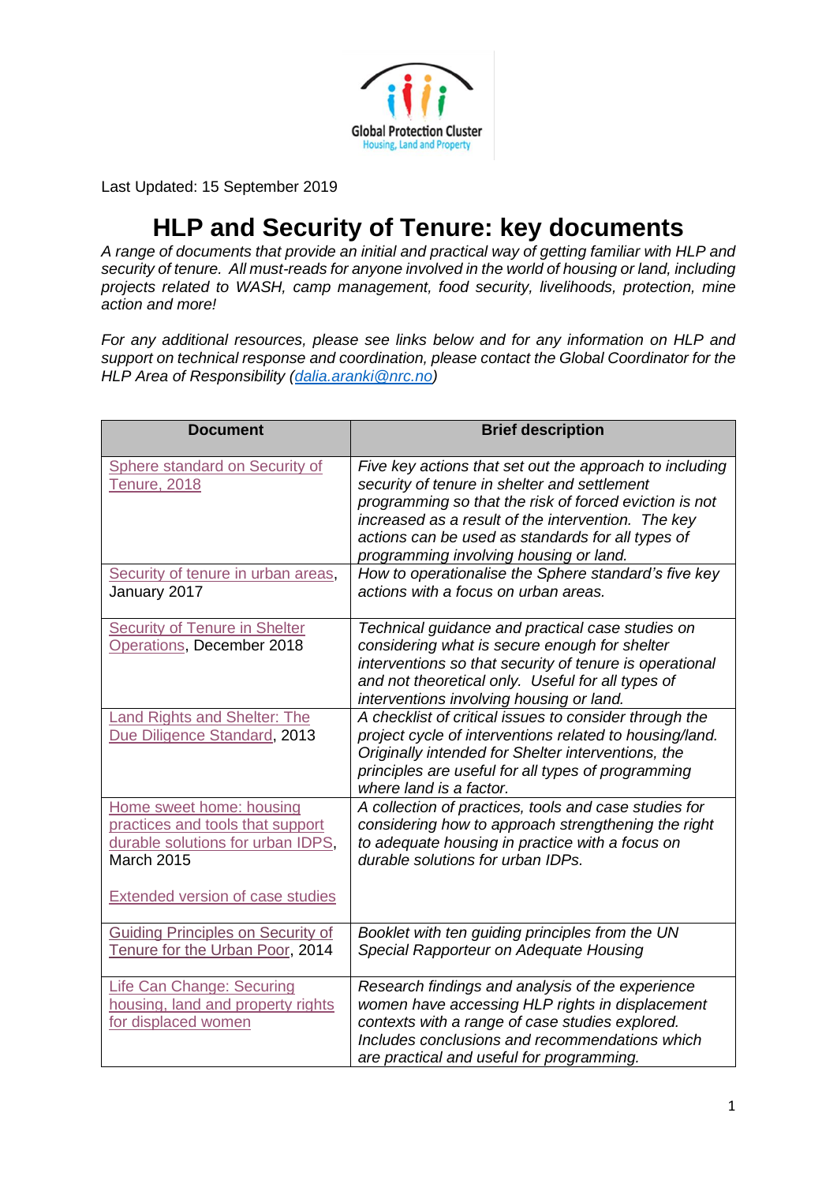Global Protection Cluster
Housing, Land and Property

Last Updated: 15 September 2019

# HLP and Security of Tenure: key documents

*A range of documents that provide an initial and practical way of getting familiar with HLP and security of tenure. All must-reads for anyone involved in the world of housing or land, including projects related to WASH, camp management, food security, livelihoods, protection, mine action and more!*

*For any additional resources, please see links below and for any information on HLP and support on technical response and coordination, please contact the Global Coordinator for the HLP Area of Responsibility (dalia.aranki@nrc.no)*

| Document | Brief description |
|---|---|
| Sphere standard on Security of Tenure, 2018 | *Five key actions that set out the approach to including security of tenure in shelter and settlement programming so that the risk of forced eviction is not increased as a result of the intervention. The key actions can be used as standards for all types of programming involving housing or land.* |
| Security of tenure in urban areas, January 2017 | *How to operationalise the Sphere standard's five key actions with a focus on urban areas.* |
| Security of Tenure in Shelter Operations, December 2018 | *Technical guidance and practical case studies on considering what is secure enough for shelter interventions so that security of tenure is operational and not theoretical only. Useful for all types of interventions involving housing or land.* |
| Land Rights and Shelter: The Due Diligence Standard, 2013 | *A checklist of critical issues to consider through the project cycle of interventions related to housing/land. Originally intended for Shelter interventions, the principles are useful for all types of programming where land is a factor.* |
| Home sweet home: housing practices and tools that support durable solutions for urban IDPS, March 2015<br><br>Extended version of case studies | *A collection of practices, tools and case studies for considering how to approach strengthening the right to adequate housing in practice with a focus on durable solutions for urban IDPs.* |
| Guiding Principles on Security of Tenure for the Urban Poor, 2014 | *Booklet with ten guiding principles from the UN Special Rapporteur on Adequate Housing* |
| Life Can Change: Securing housing, land and property rights for displaced women | *Research findings and analysis of the experience women have accessing HLP rights in displacement contexts with a range of case studies explored. Includes conclusions and recommendations which are practical and useful for programming.* |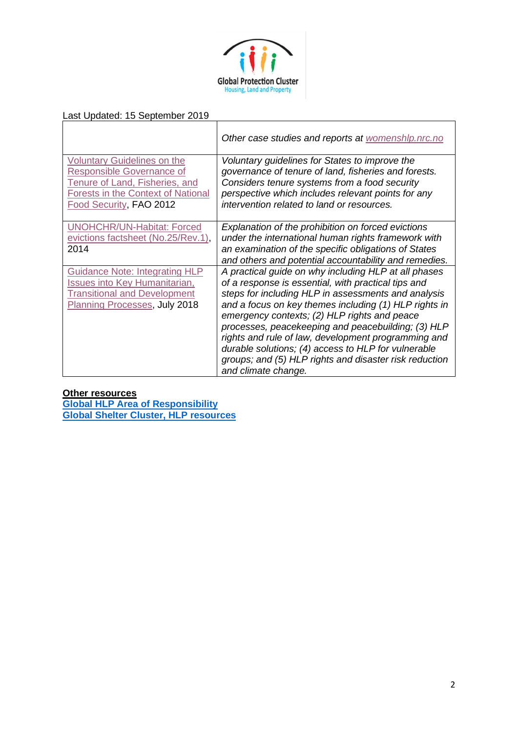Global Protection Cluster
Housing, Land and Property

Last Updated: 15 September 2019

| | |
|---|---|
| | *Other case studies and reports at womenshlp.nrc.no* |
| Voluntary Guidelines on the Responsible Governance of Tenure of Land, Fisheries, and Forests in the Context of National Food Security, FAO 2012 | *Voluntary guidelines for States to improve the governance of tenure of land, fisheries and forests. Considers tenure systems from a food security perspective which includes relevant points for any intervention related to land or resources.* |
| UNOHCHR/UN-Habitat: Forced evictions factsheet (No.25/Rev.1), 2014 | *Explanation of the prohibition on forced evictions under the international human rights framework with an examination of the specific obligations of States and others and potential accountability and remedies.* |
| Guidance Note: Integrating HLP Issues into Key Humanitarian, Transitional and Development Planning Processes, July 2018 | *A practical guide on why including HLP at all phases of a response is essential, with practical tips and steps for including HLP in assessments and analysis and a focus on key themes including (1) HLP rights in emergency contexts; (2) HLP rights and peace processes, peacekeeping and peacebuilding; (3) HLP rights and rule of law, development programming and durable solutions; (4) access to HLP for vulnerable groups; and (5) HLP rights and disaster risk reduction and climate change.* |

**Other resources**

**Global HLP Area of Responsibility**

**Global Shelter Cluster, HLP resources**